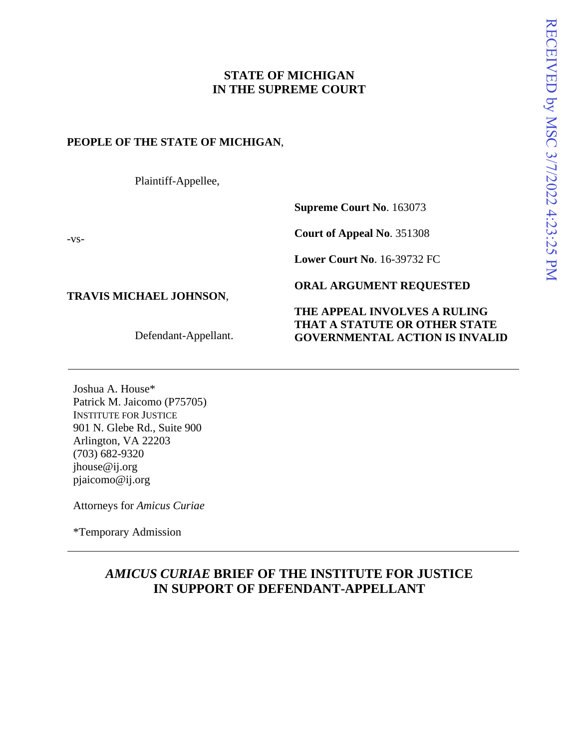**STATE OF MICHIGAN**
**IN THE SUPREME COURT**

**PEOPLE OF THE STATE OF MICHIGAN**,

Plaintiff-Appellee,

-vs-

**TRAVIS MICHAEL JOHNSON**,

Defendant-Appellant.

**Supreme Court No**. 163073

**Court of Appeal No**. 351308

**Lower Court No**. 16-39732 FC

**ORAL ARGUMENT REQUESTED**

**THE APPEAL INVOLVES A RULING THAT A STATUTE OR OTHER STATE GOVERNMENTAL ACTION IS INVALID**

---

Joshua A. House*
Patrick M. Jaicomo (P75705)
INSTITUTE FOR JUSTICE
901 N. Glebe Rd., Suite 900
Arlington, VA 22203
(703) 682-9320
jhouse@ij.org
pjaicomo@ij.org

Attorneys for *Amicus Curiae*

*Temporary Admission

---

# *AMICUS CURIAE* BRIEF OF THE INSTITUTE FOR JUSTICE IN SUPPORT OF DEFENDANT-APPELLANT

RECEIVED by MSC 3/7/2022 4:23:25 PM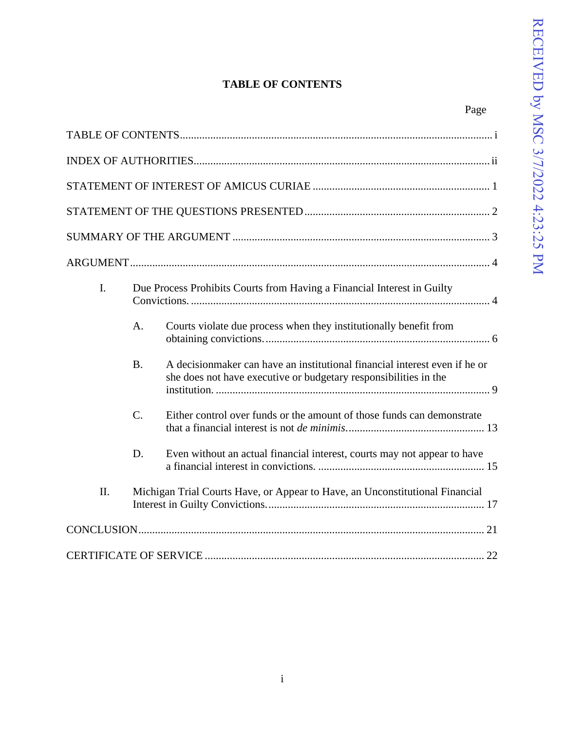# TABLE OF CONTENTS

| | Page |
|---|---|
| TABLE OF CONTENTS | i |
| INDEX OF AUTHORITIES | ii |
| STATEMENT OF INTEREST OF AMICUS CURIAE | 1 |
| STATEMENT OF THE QUESTIONS PRESENTED | 2 |
| SUMMARY OF THE ARGUMENT | 3 |
| ARGUMENT | 4 |
| I. Due Process Prohibits Courts from Having a Financial Interest in Guilty Convictions. | 4 |
| A. Courts violate due process when they institutionally benefit from obtaining convictions. | 6 |
| B. A decisionmaker can have an institutional financial interest even if he or she does not have executive or budgetary responsibilities in the institution. | 9 |
| C. Either control over funds or the amount of those funds can demonstrate that a financial interest is not *de minimis*. | 13 |
| D. Even without an actual financial interest, courts may not appear to have a financial interest in convictions. | 15 |
| II. Michigan Trial Courts Have, or Appear to Have, an Unconstitutional Financial Interest in Guilty Convictions. | 17 |
| CONCLUSION | 21 |
| CERTIFICATE OF SERVICE | 22 |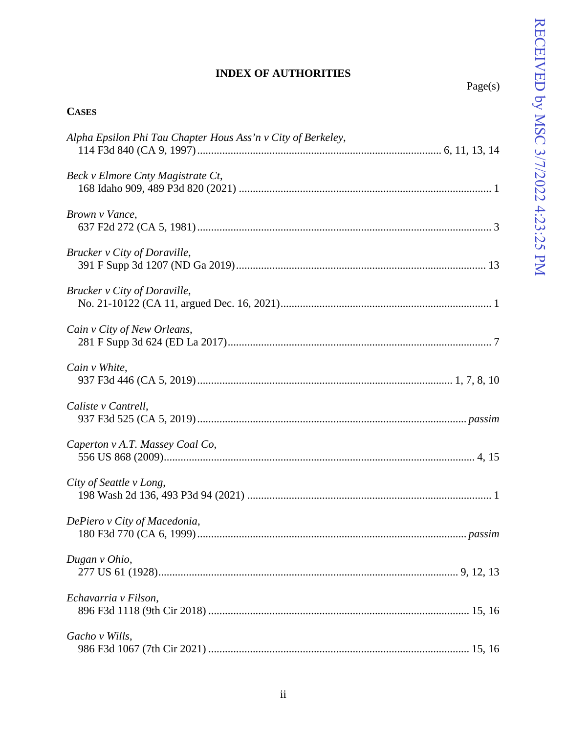# INDEX OF AUTHORITIES

Page(s)

## CASES

*Alpha Epsilon Phi Tau Chapter Hous Ass'n v City of Berkeley*,
114 F3d 840 (CA 9, 1997) ........................................................................ 6, 11, 13, 14

*Beck v Elmore Cnty Magistrate Ct*,
168 Idaho 909, 489 P3d 820 (2021) .......................................................................... 1

*Brown v Vance*,
637 F2d 272 (CA 5, 1981) ......................................................................................... 3

*Brucker v City of Doraville*,
391 F Supp 3d 1207 (ND Ga 2019) ......................................................................... 13

*Brucker v City of Doraville*,
No. 21-10122 (CA 11, argued Dec. 16, 2021) ............................................................ 1

*Cain v City of New Orleans*,
281 F Supp 3d 624 (ED La 2017) .............................................................................. 7

*Cain v White*,
937 F3d 446 (CA 5, 2019) ........................................................................... 1, 7, 8, 10

*Caliste v Cantrell*,
937 F3d 525 (CA 5, 2019) ................................................................................ *passim*

*Caperton v A.T. Massey Coal Co*,
556 US 868 (2009) ............................................................................................... 4, 15

*City of Seattle v Long*,
198 Wash 2d 136, 493 P3d 94 (2021) ....................................................................... 1

*DePiero v City of Macedonia*,
180 F3d 770 (CA 6, 1999) ................................................................................ *passim*

*Dugan v Ohio*,
277 US 61 (1928) ............................................................................................ 9, 12, 13

*Echavarria v Filson*,
896 F3d 1118 (9th Cir 2018) ............................................................................. 15, 16

*Gacho v Wills*,
986 F3d 1067 (7th Cir 2021) ............................................................................. 15, 16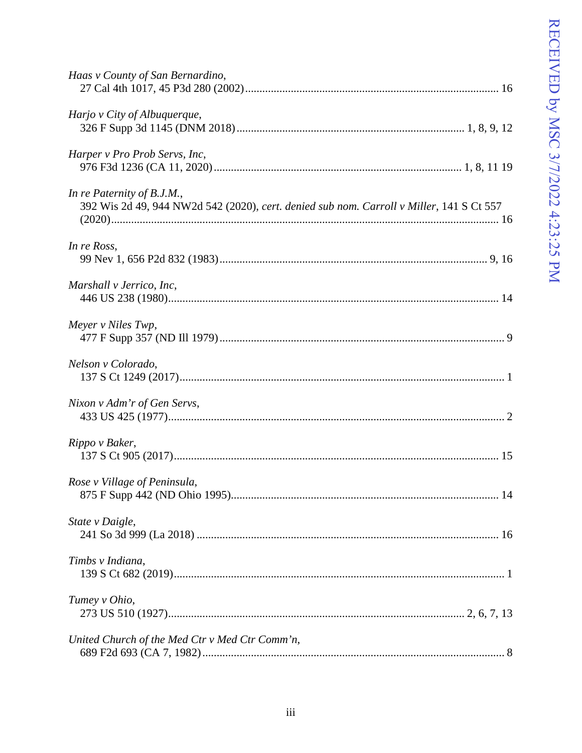*Haas v County of San Bernardino*,
27 Cal 4th 1017, 45 P3d 280 (2002) .......................................................................................... 16

*Harjo v City of Albuquerque*,
326 F Supp 3d 1145 (DNM 2018) ............................................................................... 1, 8, 9, 12

*Harper v Pro Prob Servs, Inc*,
976 F3d 1236 (CA 11, 2020) ...................................................................................... 1, 8, 11 19

*In re Paternity of B.J.M.*,
392 Wis 2d 49, 944 NW2d 542 (2020), *cert. denied sub nom. Carroll v Miller*, 141 S Ct 557 (2020) ......................................................................................................................................... 16

*In re Ross*,
99 Nev 1, 656 P2d 832 (1983) ............................................................................................. 9, 16

*Marshall v Jerrico, Inc*,
446 US 238 (1980) ....................................................................................................................... 14

*Meyer v Niles Twp*,
477 F Supp 357 (ND Ill 1979) ....................................................................................................... 9

*Nelson v Colorado*,
137 S Ct 1249 (2017) ..................................................................................................................... 1

*Nixon v Adm'r of Gen Servs*,
433 US 425 (1977) ......................................................................................................................... 2

*Rippo v Baker*,
137 S Ct 905 (2017) ..................................................................................................................... 15

*Rose v Village of Peninsula*,
875 F Supp 442 (ND Ohio 1995) ................................................................................................ 14

*State v Daigle*,
241 So 3d 999 (La 2018) ............................................................................................................. 16

*Timbs v Indiana*,
139 S Ct 682 (2019) ....................................................................................................................... 1

*Tumey v Ohio*,
273 US 510 (1927) ..................................................................................................... 2, 6, 7, 13

*United Church of the Med Ctr v Med Ctr Comm'n*,
689 F2d 693 (CA 7, 1982) ............................................................................................................. 8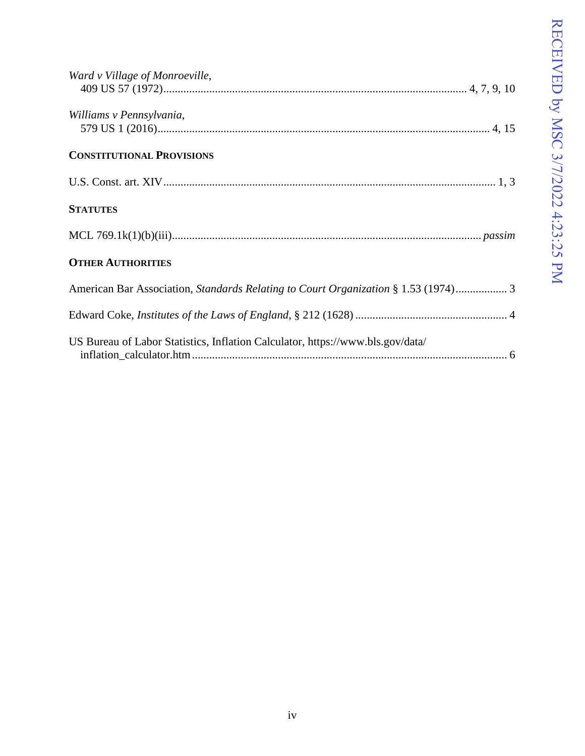*Ward v Village of Monroeville*,
409 US 57 (1972)........................................................................................................ 4, 7, 9, 10

*Williams v Pennsylvania*,
579 US 1 (2016).................................................................................................................. 4, 15

**CONSTITUTIONAL PROVISIONS**

U.S. Const. art. XIV.................................................................................................................. 1, 3

**STATUTES**

MCL 769.1k(1)(b)(iii)........................................................................................................... *passim*

**OTHER AUTHORITIES**

American Bar Association, *Standards Relating to Court Organization* § 1.53 (1974).................. 3

Edward Coke, *Institutes of the Laws of England*, § 212 (1628) ..................................................... 4

US Bureau of Labor Statistics, Inflation Calculator, https://www.bls.gov/data/inflation_calculator.htm............................................................................................................. 6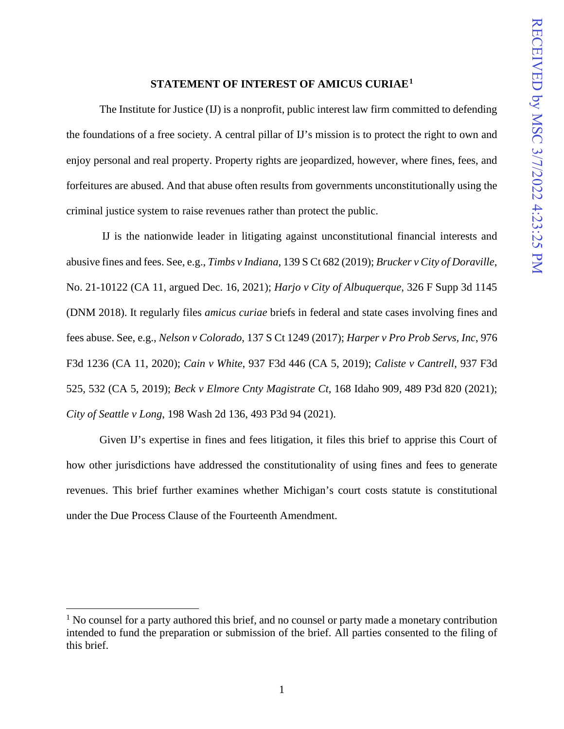## STATEMENT OF INTEREST OF AMICUS CURIAE[1]

The Institute for Justice (IJ) is a nonprofit, public interest law firm committed to defending the foundations of a free society. A central pillar of IJ's mission is to protect the right to own and enjoy personal and real property. Property rights are jeopardized, however, where fines, fees, and forfeitures are abused. And that abuse often results from governments unconstitutionally using the criminal justice system to raise revenues rather than protect the public.

IJ is the nationwide leader in litigating against unconstitutional financial interests and abusive fines and fees. See, e.g., *Timbs v Indiana*, 139 S Ct 682 (2019); *Brucker v City of Doraville*, No. 21-10122 (CA 11, argued Dec. 16, 2021); *Harjo v City of Albuquerque*, 326 F Supp 3d 1145 (DNM 2018). It regularly files *amicus curiae* briefs in federal and state cases involving fines and fees abuse. See, e.g., *Nelson v Colorado*, 137 S Ct 1249 (2017); *Harper v Pro Prob Servs, Inc*, 976 F3d 1236 (CA 11, 2020); *Cain v White*, 937 F3d 446 (CA 5, 2019); *Caliste v Cantrell*, 937 F3d 525, 532 (CA 5, 2019); *Beck v Elmore Cnty Magistrate Ct*, 168 Idaho 909, 489 P3d 820 (2021); *City of Seattle v Long*, 198 Wash 2d 136, 493 P3d 94 (2021).

Given IJ's expertise in fines and fees litigation, it files this brief to apprise this Court of how other jurisdictions have addressed the constitutionality of using fines and fees to generate revenues. This brief further examines whether Michigan's court costs statute is constitutional under the Due Process Clause of the Fourteenth Amendment.

[1] No counsel for a party authored this brief, and no counsel or party made a monetary contribution intended to fund the preparation or submission of the brief. All parties consented to the filing of this brief.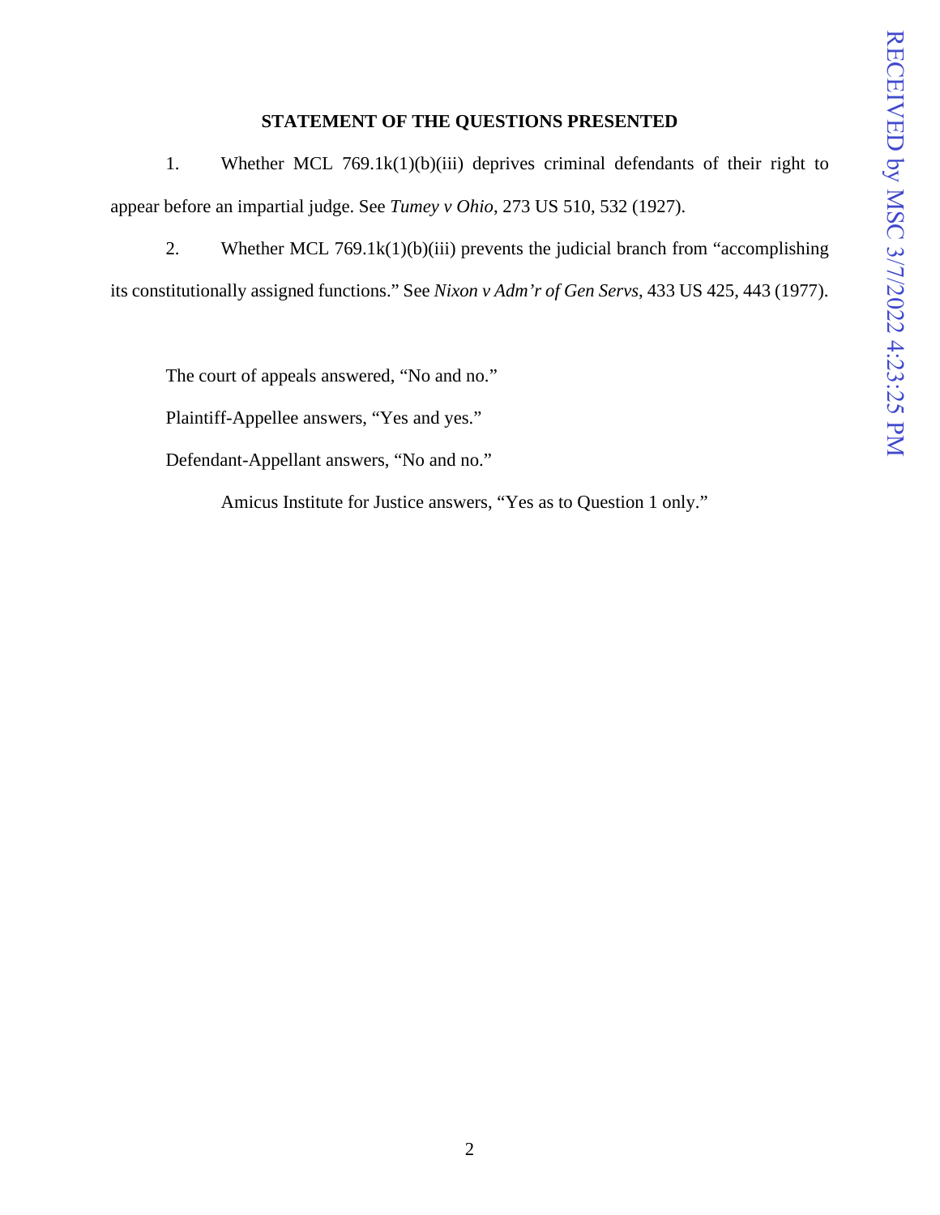## STATEMENT OF THE QUESTIONS PRESENTED

1. Whether MCL 769.1k(1)(b)(iii) deprives criminal defendants of their right to appear before an impartial judge. See *Tumey v Ohio*, 273 US 510, 532 (1927).

2. Whether MCL 769.1k(1)(b)(iii) prevents the judicial branch from "accomplishing its constitutionally assigned functions." See *Nixon v Adm'r of Gen Servs*, 433 US 425, 443 (1977).

The court of appeals answered, "No and no."

Plaintiff-Appellee answers, "Yes and yes."

Defendant-Appellant answers, "No and no."

Amicus Institute for Justice answers, "Yes as to Question 1 only."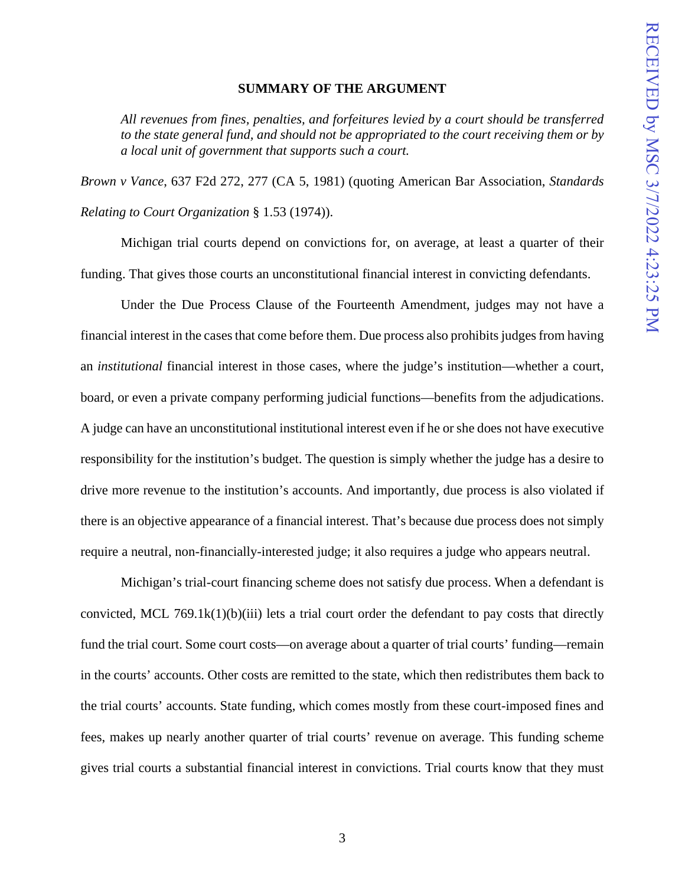## SUMMARY OF THE ARGUMENT

> *All revenues from fines, penalties, and forfeitures levied by a court should be transferred to the state general fund, and should not be appropriated to the court receiving them or by a local unit of government that supports such a court.*

*Brown v Vance*, 637 F2d 272, 277 (CA 5, 1981) (quoting American Bar Association, *Standards Relating to Court Organization* § 1.53 (1974)).

Michigan trial courts depend on convictions for, on average, at least a quarter of their funding. That gives those courts an unconstitutional financial interest in convicting defendants.

Under the Due Process Clause of the Fourteenth Amendment, judges may not have a financial interest in the cases that come before them. Due process also prohibits judges from having an *institutional* financial interest in those cases, where the judge's institution—whether a court, board, or even a private company performing judicial functions—benefits from the adjudications. A judge can have an unconstitutional institutional interest even if he or she does not have executive responsibility for the institution's budget. The question is simply whether the judge has a desire to drive more revenue to the institution's accounts. And importantly, due process is also violated if there is an objective appearance of a financial interest. That's because due process does not simply require a neutral, non-financially-interested judge; it also requires a judge who appears neutral.

Michigan's trial-court financing scheme does not satisfy due process. When a defendant is convicted, MCL 769.1k(1)(b)(iii) lets a trial court order the defendant to pay costs that directly fund the trial court. Some court costs—on average about a quarter of trial courts' funding—remain in the courts' accounts. Other costs are remitted to the state, which then redistributes them back to the trial courts' accounts. State funding, which comes mostly from these court-imposed fines and fees, makes up nearly another quarter of trial courts' revenue on average. This funding scheme gives trial courts a substantial financial interest in convictions. Trial courts know that they must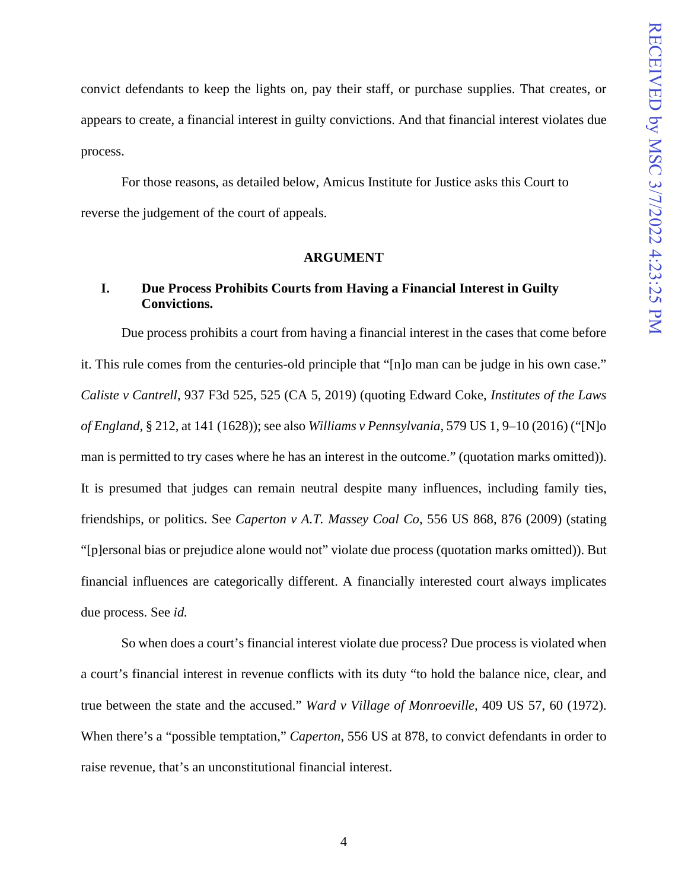convict defendants to keep the lights on, pay their staff, or purchase supplies. That creates, or appears to create, a financial interest in guilty convictions. And that financial interest violates due process.

For those reasons, as detailed below, Amicus Institute for Justice asks this Court to reverse the judgement of the court of appeals.

## ARGUMENT

### I. Due Process Prohibits Courts from Having a Financial Interest in Guilty Convictions.

Due process prohibits a court from having a financial interest in the cases that come before it. This rule comes from the centuries-old principle that "[n]o man can be judge in his own case." *Caliste v Cantrell*, 937 F3d 525, 525 (CA 5, 2019) (quoting Edward Coke, *Institutes of the Laws of England*, § 212, at 141 (1628)); see also *Williams v Pennsylvania*, 579 US 1, 9–10 (2016) ("[N]o man is permitted to try cases where he has an interest in the outcome." (quotation marks omitted)). It is presumed that judges can remain neutral despite many influences, including family ties, friendships, or politics. See *Caperton v A.T. Massey Coal Co*, 556 US 868, 876 (2009) (stating "[p]ersonal bias or prejudice alone would not" violate due process (quotation marks omitted)). But financial influences are categorically different. A financially interested court always implicates due process. See *id.*

So when does a court's financial interest violate due process? Due process is violated when a court's financial interest in revenue conflicts with its duty "to hold the balance nice, clear, and true between the state and the accused." *Ward v Village of Monroeville*, 409 US 57, 60 (1972). When there's a "possible temptation," *Caperton*, 556 US at 878, to convict defendants in order to raise revenue, that's an unconstitutional financial interest.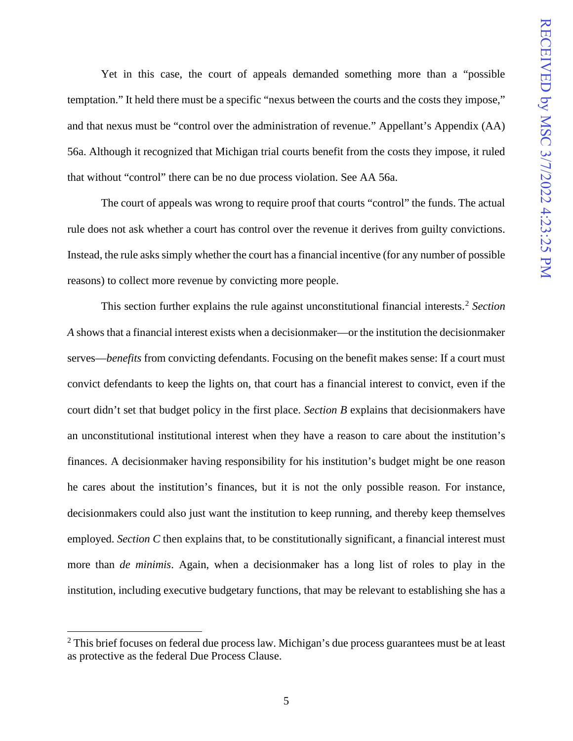Yet in this case, the court of appeals demanded something more than a "possible temptation." It held there must be a specific "nexus between the courts and the costs they impose," and that nexus must be "control over the administration of revenue." Appellant's Appendix (AA) 56a. Although it recognized that Michigan trial courts benefit from the costs they impose, it ruled that without "control" there can be no due process violation. See AA 56a.

The court of appeals was wrong to require proof that courts "control" the funds. The actual rule does not ask whether a court has control over the revenue it derives from guilty convictions. Instead, the rule asks simply whether the court has a financial incentive (for any number of possible reasons) to collect more revenue by convicting more people.

This section further explains the rule against unconstitutional financial interests.[2] *Section A* shows that a financial interest exists when a decisionmaker—or the institution the decisionmaker serves—*benefits* from convicting defendants. Focusing on the benefit makes sense: If a court must convict defendants to keep the lights on, that court has a financial interest to convict, even if the court didn't set that budget policy in the first place. *Section B* explains that decisionmakers have an unconstitutional institutional interest when they have a reason to care about the institution's finances. A decisionmaker having responsibility for his institution's budget might be one reason he cares about the institution's finances, but it is not the only possible reason. For instance, decisionmakers could also just want the institution to keep running, and thereby keep themselves employed. *Section C* then explains that, to be constitutionally significant, a financial interest must more than *de minimis*. Again, when a decisionmaker has a long list of roles to play in the institution, including executive budgetary functions, that may be relevant to establishing she has a

[2] This brief focuses on federal due process law. Michigan's due process guarantees must be at least as protective as the federal Due Process Clause.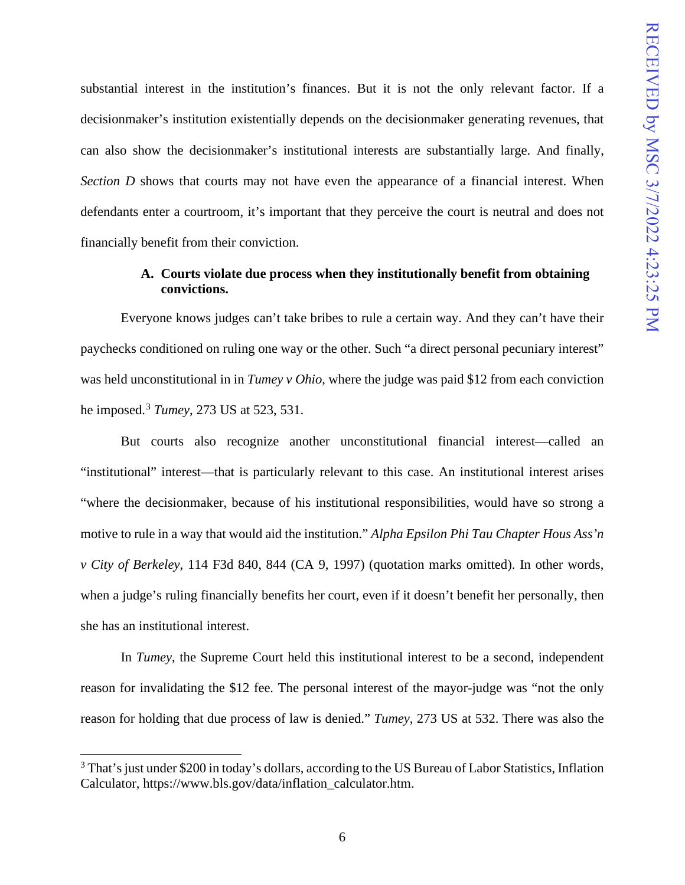substantial interest in the institution's finances. But it is not the only relevant factor. If a decisionmaker's institution existentially depends on the decisionmaker generating revenues, that can also show the decisionmaker's institutional interests are substantially large. And finally, *Section D* shows that courts may not have even the appearance of a financial interest. When defendants enter a courtroom, it's important that they perceive the court is neutral and does not financially benefit from their conviction.

### A. Courts violate due process when they institutionally benefit from obtaining convictions.

Everyone knows judges can't take bribes to rule a certain way. And they can't have their paychecks conditioned on ruling one way or the other. Such "a direct personal pecuniary interest" was held unconstitutional in in *Tumey v Ohio*, where the judge was paid $12 from each conviction he imposed.[3] *Tumey*, 273 US at 523, 531.

But courts also recognize another unconstitutional financial interest—called an "institutional" interest—that is particularly relevant to this case. An institutional interest arises "where the decisionmaker, because of his institutional responsibilities, would have so strong a motive to rule in a way that would aid the institution." *Alpha Epsilon Phi Tau Chapter Hous Ass'n v City of Berkeley*, 114 F3d 840, 844 (CA 9, 1997) (quotation marks omitted). In other words, when a judge's ruling financially benefits her court, even if it doesn't benefit her personally, then she has an institutional interest.

In *Tumey*, the Supreme Court held this institutional interest to be a second, independent reason for invalidating the $12 fee. The personal interest of the mayor-judge was "not the only reason for holding that due process of law is denied." *Tumey*, 273 US at 532. There was also the

---

[3] That's just under $200 in today's dollars, according to the US Bureau of Labor Statistics, Inflation Calculator, https://www.bls.gov/data/inflation_calculator.htm.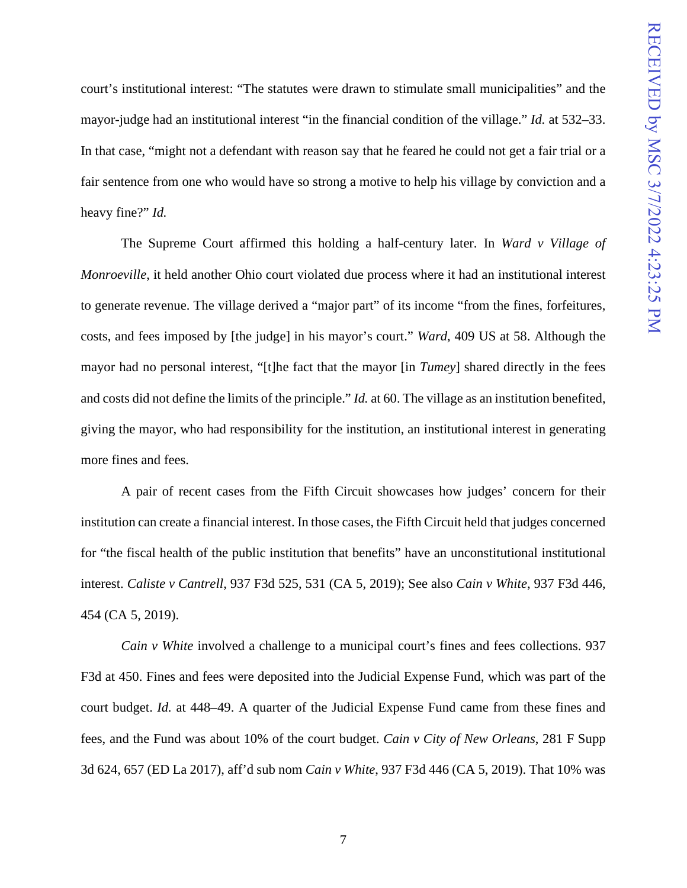court's institutional interest: "The statutes were drawn to stimulate small municipalities" and the mayor-judge had an institutional interest "in the financial condition of the village." *Id.* at 532–33. In that case, "might not a defendant with reason say that he feared he could not get a fair trial or a fair sentence from one who would have so strong a motive to help his village by conviction and a heavy fine?" *Id.*

The Supreme Court affirmed this holding a half-century later. In *Ward v Village of Monroeville*, it held another Ohio court violated due process where it had an institutional interest to generate revenue. The village derived a "major part" of its income "from the fines, forfeitures, costs, and fees imposed by [the judge] in his mayor's court." *Ward*, 409 US at 58. Although the mayor had no personal interest, "[t]he fact that the mayor [in *Tumey*] shared directly in the fees and costs did not define the limits of the principle." *Id.* at 60. The village as an institution benefited, giving the mayor, who had responsibility for the institution, an institutional interest in generating more fines and fees.

A pair of recent cases from the Fifth Circuit showcases how judges' concern for their institution can create a financial interest. In those cases, the Fifth Circuit held that judges concerned for "the fiscal health of the public institution that benefits" have an unconstitutional institutional interest. *Caliste v Cantrell*, 937 F3d 525, 531 (CA 5, 2019); See also *Cain v White*, 937 F3d 446, 454 (CA 5, 2019).

*Cain v White* involved a challenge to a municipal court's fines and fees collections. 937 F3d at 450. Fines and fees were deposited into the Judicial Expense Fund, which was part of the court budget. *Id.* at 448–49. A quarter of the Judicial Expense Fund came from these fines and fees, and the Fund was about 10% of the court budget. *Cain v City of New Orleans*, 281 F Supp 3d 624, 657 (ED La 2017), aff'd sub nom *Cain v White*, 937 F3d 446 (CA 5, 2019). That 10% was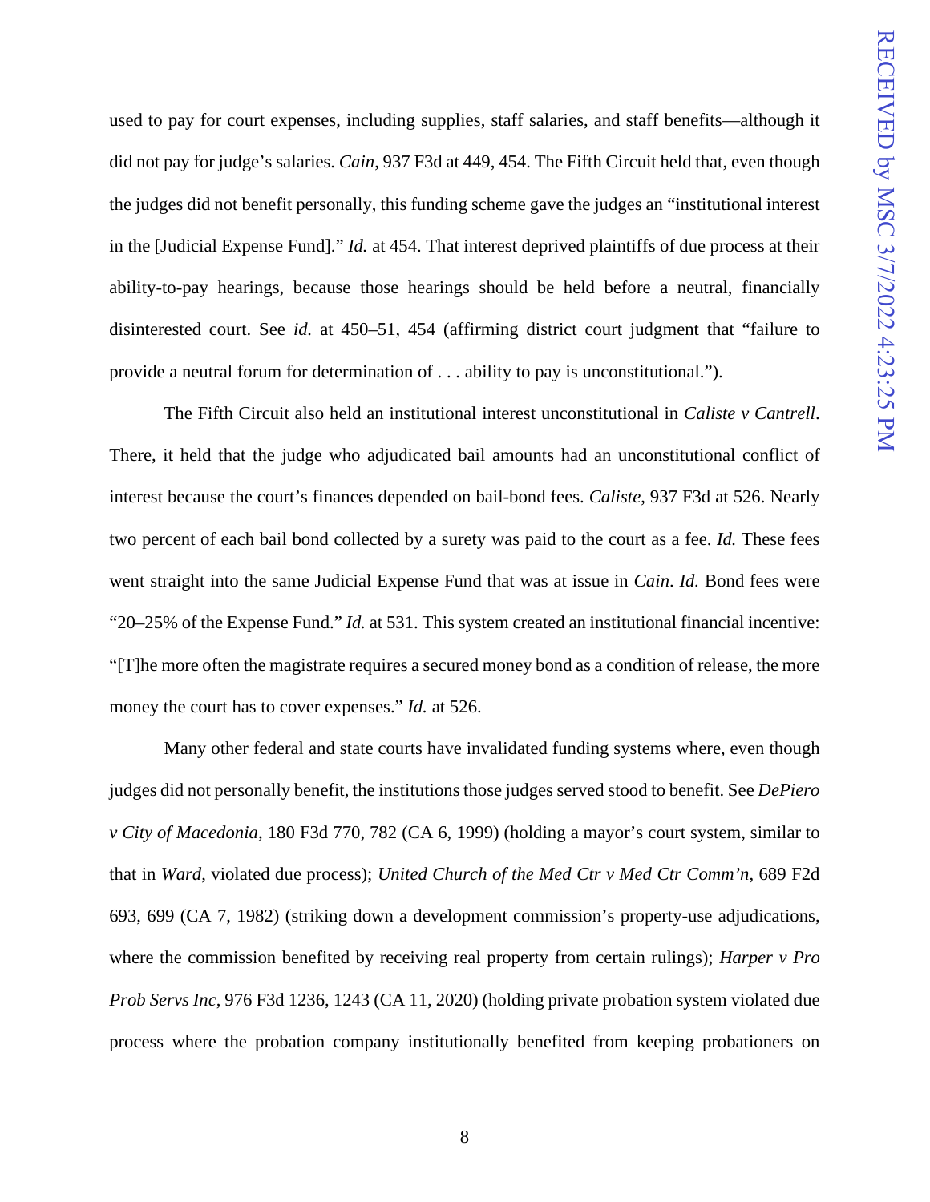used to pay for court expenses, including supplies, staff salaries, and staff benefits—although it did not pay for judge's salaries. *Cain*, 937 F3d at 449, 454. The Fifth Circuit held that, even though the judges did not benefit personally, this funding scheme gave the judges an "institutional interest in the [Judicial Expense Fund]." *Id.* at 454. That interest deprived plaintiffs of due process at their ability-to-pay hearings, because those hearings should be held before a neutral, financially disinterested court. See *id.* at 450–51, 454 (affirming district court judgment that "failure to provide a neutral forum for determination of . . . ability to pay is unconstitutional.").

The Fifth Circuit also held an institutional interest unconstitutional in *Caliste v Cantrell*. There, it held that the judge who adjudicated bail amounts had an unconstitutional conflict of interest because the court's finances depended on bail-bond fees. *Caliste*, 937 F3d at 526. Nearly two percent of each bail bond collected by a surety was paid to the court as a fee. *Id.* These fees went straight into the same Judicial Expense Fund that was at issue in *Cain*. *Id.* Bond fees were "20–25% of the Expense Fund." *Id.* at 531. This system created an institutional financial incentive: "[T]he more often the magistrate requires a secured money bond as a condition of release, the more money the court has to cover expenses." *Id.* at 526.

Many other federal and state courts have invalidated funding systems where, even though judges did not personally benefit, the institutions those judges served stood to benefit. See *DePiero v City of Macedonia*, 180 F3d 770, 782 (CA 6, 1999) (holding a mayor's court system, similar to that in *Ward*, violated due process); *United Church of the Med Ctr v Med Ctr Comm'n*, 689 F2d 693, 699 (CA 7, 1982) (striking down a development commission's property-use adjudications, where the commission benefited by receiving real property from certain rulings); *Harper v Pro Prob Servs Inc*, 976 F3d 1236, 1243 (CA 11, 2020) (holding private probation system violated due process where the probation company institutionally benefited from keeping probationers on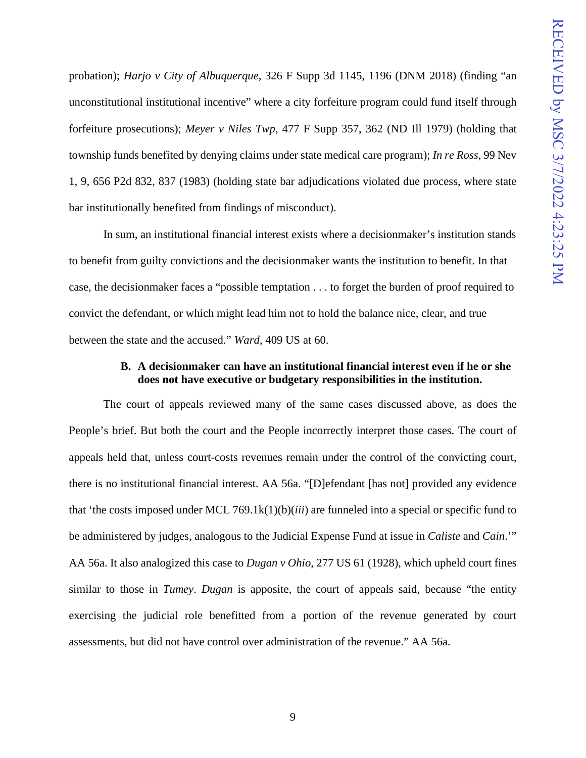probation); *Harjo v City of Albuquerque*, 326 F Supp 3d 1145, 1196 (DNM 2018) (finding "an unconstitutional institutional incentive" where a city forfeiture program could fund itself through forfeiture prosecutions); *Meyer v Niles Twp*, 477 F Supp 357, 362 (ND Ill 1979) (holding that township funds benefited by denying claims under state medical care program); *In re Ross*, 99 Nev 1, 9, 656 P2d 832, 837 (1983) (holding state bar adjudications violated due process, where state bar institutionally benefited from findings of misconduct).

In sum, an institutional financial interest exists where a decisionmaker's institution stands to benefit from guilty convictions and the decisionmaker wants the institution to benefit. In that case, the decisionmaker faces a "possible temptation . . . to forget the burden of proof required to convict the defendant, or which might lead him not to hold the balance nice, clear, and true between the state and the accused." *Ward*, 409 US at 60.

### B. A decisionmaker can have an institutional financial interest even if he or she does not have executive or budgetary responsibilities in the institution.

The court of appeals reviewed many of the same cases discussed above, as does the People's brief. But both the court and the People incorrectly interpret those cases. The court of appeals held that, unless court-costs revenues remain under the control of the convicting court, there is no institutional financial interest. AA 56a. "[D]efendant [has not] provided any evidence that 'the costs imposed under MCL 769.1k(1)(b)(*iii*) are funneled into a special or specific fund to be administered by judges, analogous to the Judicial Expense Fund at issue in *Caliste* and *Cain*.'" AA 56a. It also analogized this case to *Dugan v Ohio*, 277 US 61 (1928), which upheld court fines similar to those in *Tumey*. *Dugan* is apposite, the court of appeals said, because "the entity exercising the judicial role benefitted from a portion of the revenue generated by court assessments, but did not have control over administration of the revenue." AA 56a.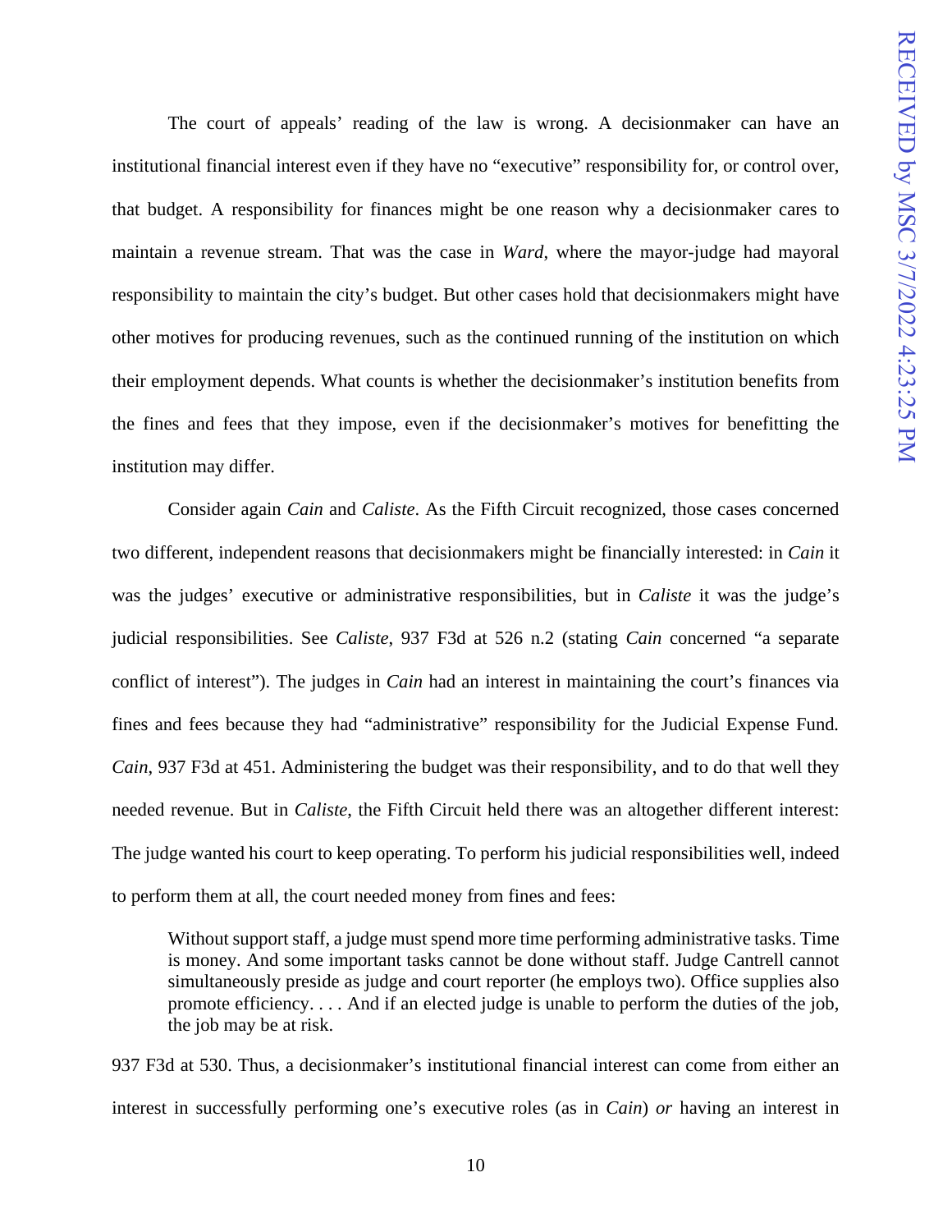The court of appeals' reading of the law is wrong. A decisionmaker can have an institutional financial interest even if they have no "executive" responsibility for, or control over, that budget. A responsibility for finances might be one reason why a decisionmaker cares to maintain a revenue stream. That was the case in *Ward*, where the mayor-judge had mayoral responsibility to maintain the city's budget. But other cases hold that decisionmakers might have other motives for producing revenues, such as the continued running of the institution on which their employment depends. What counts is whether the decisionmaker's institution benefits from the fines and fees that they impose, even if the decisionmaker's motives for benefitting the institution may differ.

Consider again *Cain* and *Caliste*. As the Fifth Circuit recognized, those cases concerned two different, independent reasons that decisionmakers might be financially interested: in *Cain* it was the judges' executive or administrative responsibilities, but in *Caliste* it was the judge's judicial responsibilities. See *Caliste*, 937 F3d at 526 n.2 (stating *Cain* concerned "a separate conflict of interest"). The judges in *Cain* had an interest in maintaining the court's finances via fines and fees because they had "administrative" responsibility for the Judicial Expense Fund. *Cain*, 937 F3d at 451. Administering the budget was their responsibility, and to do that well they needed revenue. But in *Caliste*, the Fifth Circuit held there was an altogether different interest: The judge wanted his court to keep operating. To perform his judicial responsibilities well, indeed to perform them at all, the court needed money from fines and fees:

> Without support staff, a judge must spend more time performing administrative tasks. Time is money. And some important tasks cannot be done without staff. Judge Cantrell cannot simultaneously preside as judge and court reporter (he employs two). Office supplies also promote efficiency. . . . And if an elected judge is unable to perform the duties of the job, the job may be at risk.

937 F3d at 530. Thus, a decisionmaker's institutional financial interest can come from either an interest in successfully performing one's executive roles (as in *Cain*) *or* having an interest in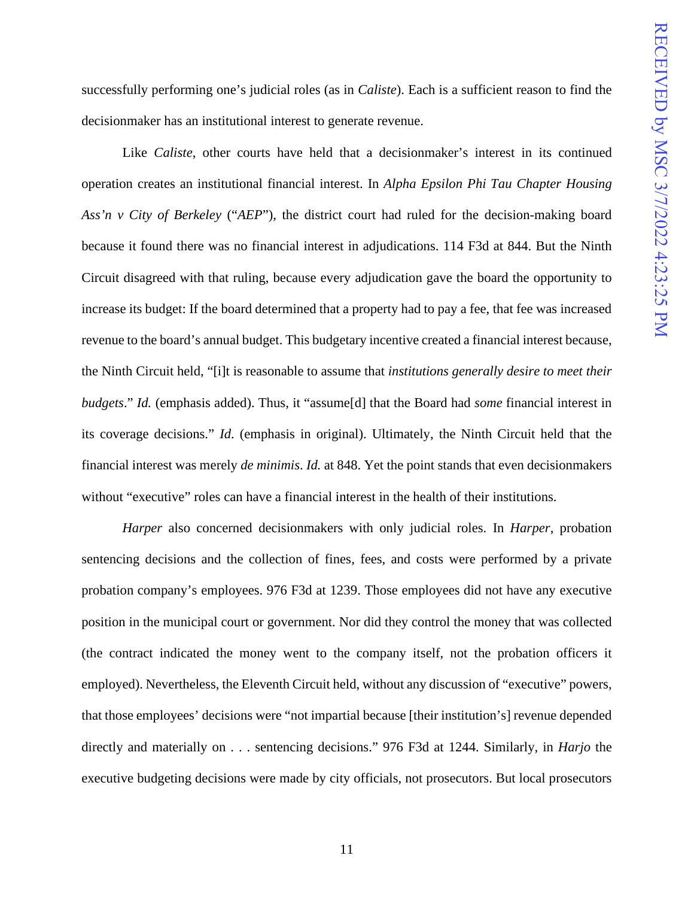successfully performing one's judicial roles (as in *Caliste*). Each is a sufficient reason to find the decisionmaker has an institutional interest to generate revenue.

Like *Caliste*, other courts have held that a decisionmaker's interest in its continued operation creates an institutional financial interest. In *Alpha Epsilon Phi Tau Chapter Housing Ass'n v City of Berkeley* ("*AEP*"), the district court had ruled for the decision-making board because it found there was no financial interest in adjudications. 114 F3d at 844. But the Ninth Circuit disagreed with that ruling, because every adjudication gave the board the opportunity to increase its budget: If the board determined that a property had to pay a fee, that fee was increased revenue to the board's annual budget. This budgetary incentive created a financial interest because, the Ninth Circuit held, "[i]t is reasonable to assume that *institutions generally desire to meet their budgets*." *Id.* (emphasis added). Thus, it "assume[d] that the Board had *some* financial interest in its coverage decisions." *Id*. (emphasis in original). Ultimately, the Ninth Circuit held that the financial interest was merely *de minimis*. *Id.* at 848. Yet the point stands that even decisionmakers without "executive" roles can have a financial interest in the health of their institutions.

*Harper* also concerned decisionmakers with only judicial roles. In *Harper*, probation sentencing decisions and the collection of fines, fees, and costs were performed by a private probation company's employees. 976 F3d at 1239. Those employees did not have any executive position in the municipal court or government. Nor did they control the money that was collected (the contract indicated the money went to the company itself, not the probation officers it employed). Nevertheless, the Eleventh Circuit held, without any discussion of "executive" powers, that those employees' decisions were "not impartial because [their institution's] revenue depended directly and materially on . . . sentencing decisions." 976 F3d at 1244. Similarly, in *Harjo* the executive budgeting decisions were made by city officials, not prosecutors. But local prosecutors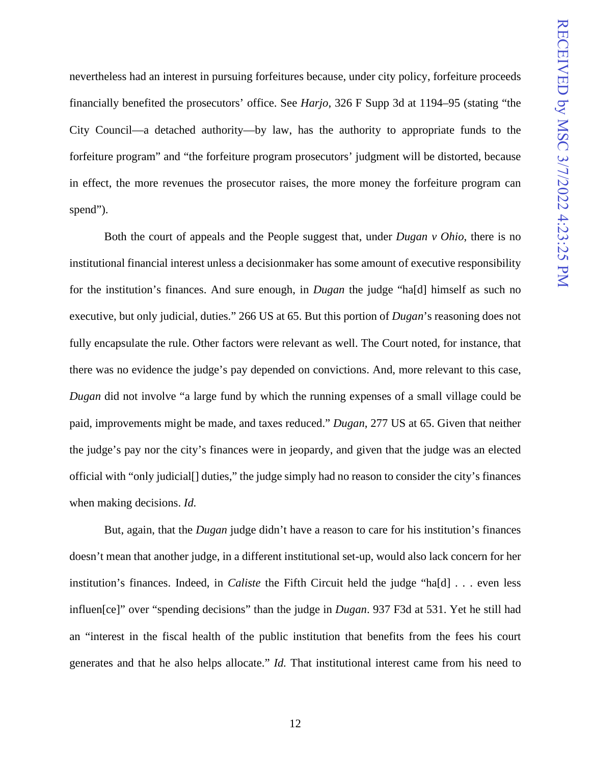nevertheless had an interest in pursuing forfeitures because, under city policy, forfeiture proceeds financially benefited the prosecutors' office. See *Harjo*, 326 F Supp 3d at 1194–95 (stating "the City Council—a detached authority—by law, has the authority to appropriate funds to the forfeiture program" and "the forfeiture program prosecutors' judgment will be distorted, because in effect, the more revenues the prosecutor raises, the more money the forfeiture program can spend").

Both the court of appeals and the People suggest that, under *Dugan v Ohio*, there is no institutional financial interest unless a decisionmaker has some amount of executive responsibility for the institution's finances. And sure enough, in *Dugan* the judge "ha[d] himself as such no executive, but only judicial, duties." 266 US at 65. But this portion of *Dugan*'s reasoning does not fully encapsulate the rule. Other factors were relevant as well. The Court noted, for instance, that there was no evidence the judge's pay depended on convictions. And, more relevant to this case, *Dugan* did not involve "a large fund by which the running expenses of a small village could be paid, improvements might be made, and taxes reduced." *Dugan*, 277 US at 65. Given that neither the judge's pay nor the city's finances were in jeopardy, and given that the judge was an elected official with "only judicial[] duties," the judge simply had no reason to consider the city's finances when making decisions. *Id.*

But, again, that the *Dugan* judge didn't have a reason to care for his institution's finances doesn't mean that another judge, in a different institutional set-up, would also lack concern for her institution's finances. Indeed, in *Caliste* the Fifth Circuit held the judge "ha[d] . . . even less influen[ce]" over "spending decisions" than the judge in *Dugan*. 937 F3d at 531. Yet he still had an "interest in the fiscal health of the public institution that benefits from the fees his court generates and that he also helps allocate." *Id.* That institutional interest came from his need to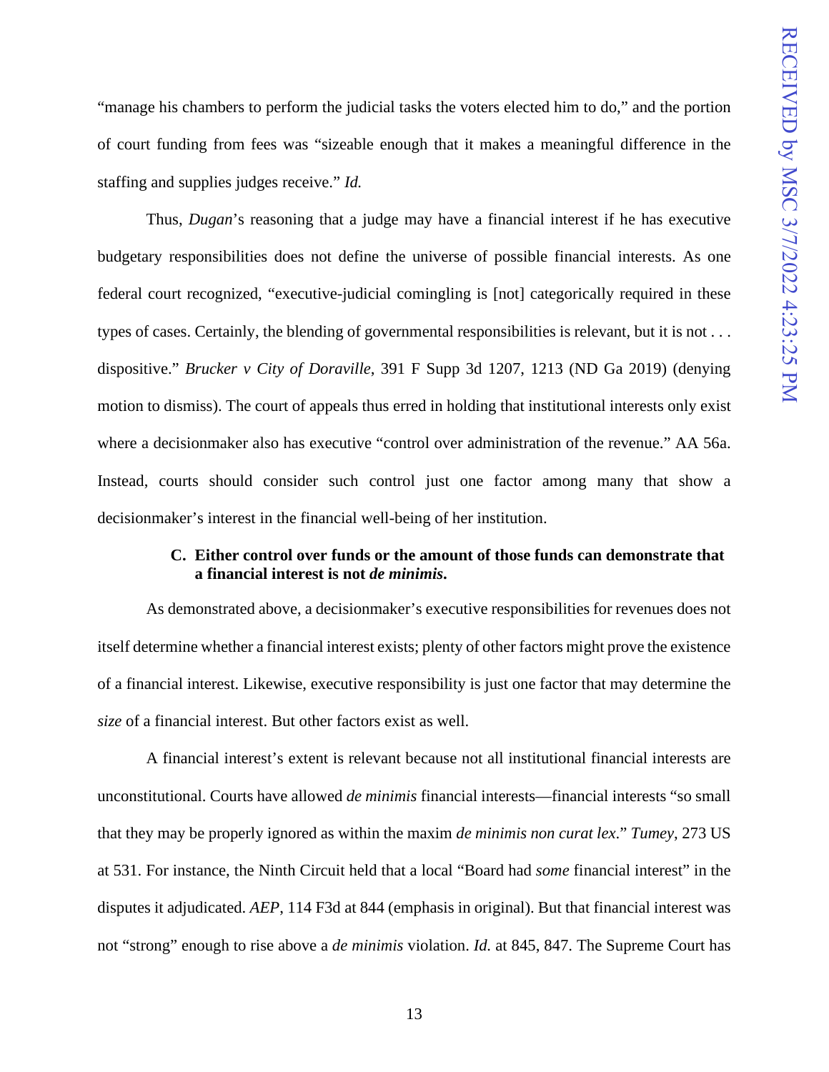"manage his chambers to perform the judicial tasks the voters elected him to do," and the portion of court funding from fees was "sizeable enough that it makes a meaningful difference in the staffing and supplies judges receive." *Id.*

Thus, *Dugan*'s reasoning that a judge may have a financial interest if he has executive budgetary responsibilities does not define the universe of possible financial interests. As one federal court recognized, "executive-judicial comingling is [not] categorically required in these types of cases. Certainly, the blending of governmental responsibilities is relevant, but it is not . . . dispositive." *Brucker v City of Doraville*, 391 F Supp 3d 1207, 1213 (ND Ga 2019) (denying motion to dismiss). The court of appeals thus erred in holding that institutional interests only exist where a decisionmaker also has executive "control over administration of the revenue." AA 56a. Instead, courts should consider such control just one factor among many that show a decisionmaker's interest in the financial well-being of her institution.

### C. Either control over funds or the amount of those funds can demonstrate that a financial interest is not *de minimis*.

As demonstrated above, a decisionmaker's executive responsibilities for revenues does not itself determine whether a financial interest exists; plenty of other factors might prove the existence of a financial interest. Likewise, executive responsibility is just one factor that may determine the *size* of a financial interest. But other factors exist as well.

A financial interest's extent is relevant because not all institutional financial interests are unconstitutional. Courts have allowed *de minimis* financial interests—financial interests "so small that they may be properly ignored as within the maxim *de minimis non curat lex*." *Tumey*, 273 US at 531. For instance, the Ninth Circuit held that a local "Board had *some* financial interest" in the disputes it adjudicated. *AEP*, 114 F3d at 844 (emphasis in original). But that financial interest was not "strong" enough to rise above a *de minimis* violation. *Id.* at 845, 847. The Supreme Court has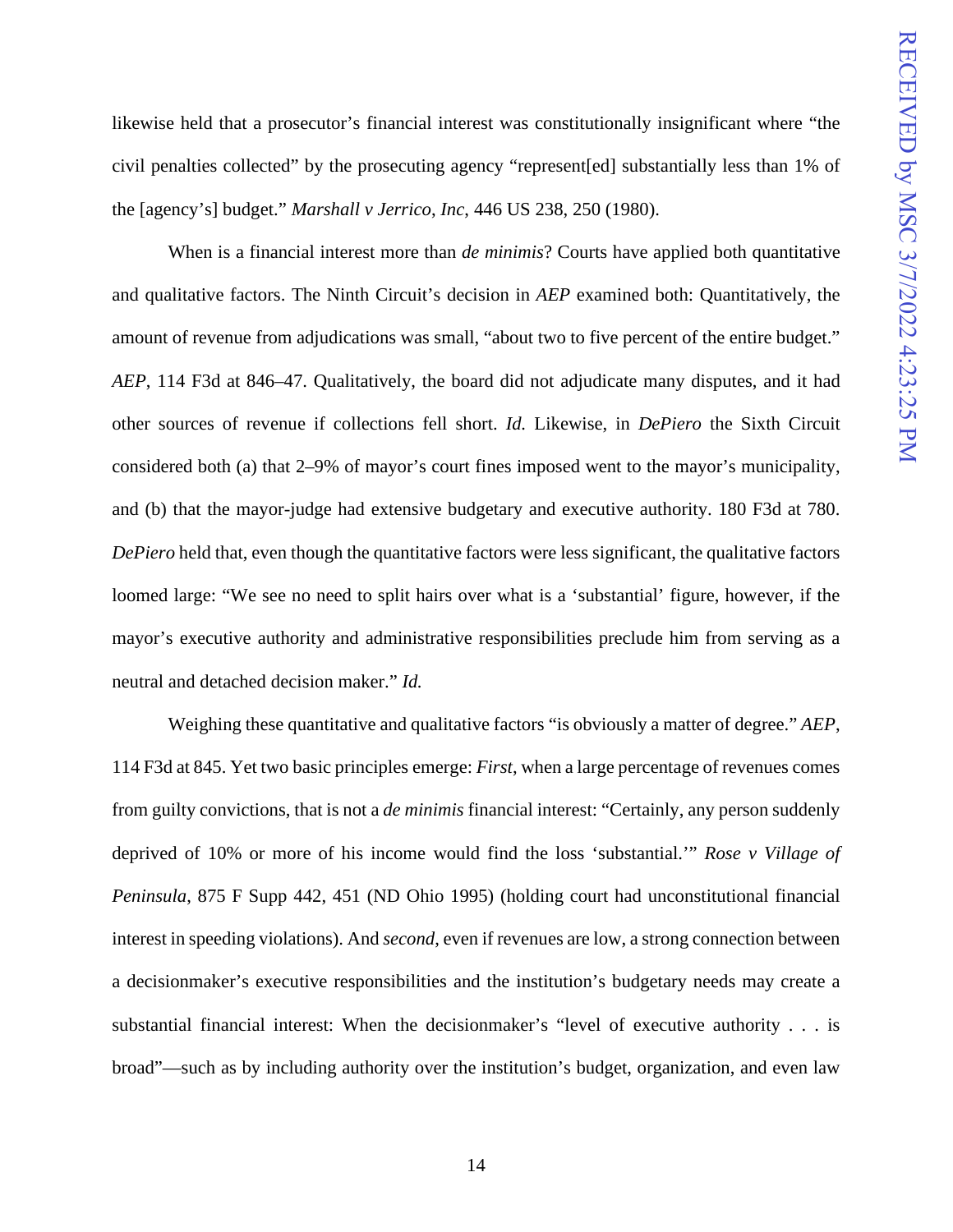likewise held that a prosecutor's financial interest was constitutionally insignificant where "the civil penalties collected" by the prosecuting agency "represent[ed] substantially less than 1% of the [agency's] budget." *Marshall v Jerrico, Inc*, 446 US 238, 250 (1980).

When is a financial interest more than *de minimis*? Courts have applied both quantitative and qualitative factors. The Ninth Circuit's decision in *AEP* examined both: Quantitatively, the amount of revenue from adjudications was small, "about two to five percent of the entire budget." *AEP*, 114 F3d at 846–47. Qualitatively, the board did not adjudicate many disputes, and it had other sources of revenue if collections fell short. *Id.* Likewise, in *DePiero* the Sixth Circuit considered both (a) that 2–9% of mayor's court fines imposed went to the mayor's municipality, and (b) that the mayor-judge had extensive budgetary and executive authority. 180 F3d at 780. *DePiero* held that, even though the quantitative factors were less significant, the qualitative factors loomed large: "We see no need to split hairs over what is a 'substantial' figure, however, if the mayor's executive authority and administrative responsibilities preclude him from serving as a neutral and detached decision maker." *Id.*

Weighing these quantitative and qualitative factors "is obviously a matter of degree." *AEP*, 114 F3d at 845. Yet two basic principles emerge: *First*, when a large percentage of revenues comes from guilty convictions, that is not a *de minimis* financial interest: "Certainly, any person suddenly deprived of 10% or more of his income would find the loss 'substantial.'" *Rose v Village of Peninsula*, 875 F Supp 442, 451 (ND Ohio 1995) (holding court had unconstitutional financial interest in speeding violations). And *second*, even if revenues are low, a strong connection between a decisionmaker's executive responsibilities and the institution's budgetary needs may create a substantial financial interest: When the decisionmaker's "level of executive authority . . . is broad"—such as by including authority over the institution's budget, organization, and even law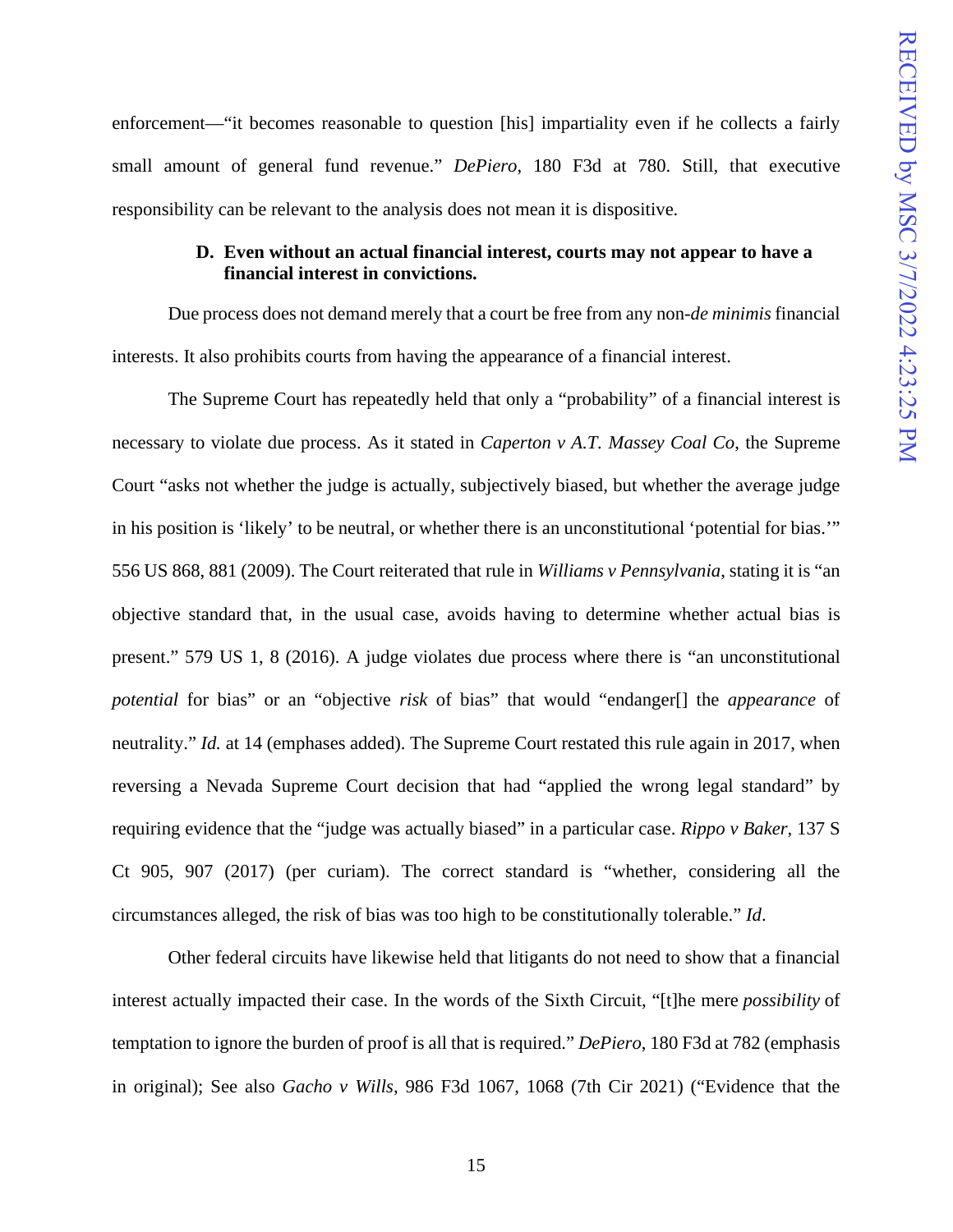enforcement—"it becomes reasonable to question [his] impartiality even if he collects a fairly small amount of general fund revenue." *DePiero*, 180 F3d at 780. Still, that executive responsibility can be relevant to the analysis does not mean it is dispositive.

### D. Even without an actual financial interest, courts may not appear to have a financial interest in convictions.

Due process does not demand merely that a court be free from any non-*de minimis* financial interests. It also prohibits courts from having the appearance of a financial interest.

The Supreme Court has repeatedly held that only a "probability" of a financial interest is necessary to violate due process. As it stated in *Caperton v A.T. Massey Coal Co*, the Supreme Court "asks not whether the judge is actually, subjectively biased, but whether the average judge in his position is 'likely' to be neutral, or whether there is an unconstitutional 'potential for bias.'" 556 US 868, 881 (2009). The Court reiterated that rule in *Williams v Pennsylvania*, stating it is "an objective standard that, in the usual case, avoids having to determine whether actual bias is present." 579 US 1, 8 (2016). A judge violates due process where there is "an unconstitutional *potential* for bias" or an "objective *risk* of bias" that would "endanger[] the *appearance* of neutrality." *Id.* at 14 (emphases added). The Supreme Court restated this rule again in 2017, when reversing a Nevada Supreme Court decision that had "applied the wrong legal standard" by requiring evidence that the "judge was actually biased" in a particular case. *Rippo v Baker*, 137 S Ct 905, 907 (2017) (per curiam). The correct standard is "whether, considering all the circumstances alleged, the risk of bias was too high to be constitutionally tolerable." *Id*.

Other federal circuits have likewise held that litigants do not need to show that a financial interest actually impacted their case. In the words of the Sixth Circuit, "[t]he mere *possibility* of temptation to ignore the burden of proof is all that is required." *DePiero*, 180 F3d at 782 (emphasis in original); See also *Gacho v Wills*, 986 F3d 1067, 1068 (7th Cir 2021) ("Evidence that the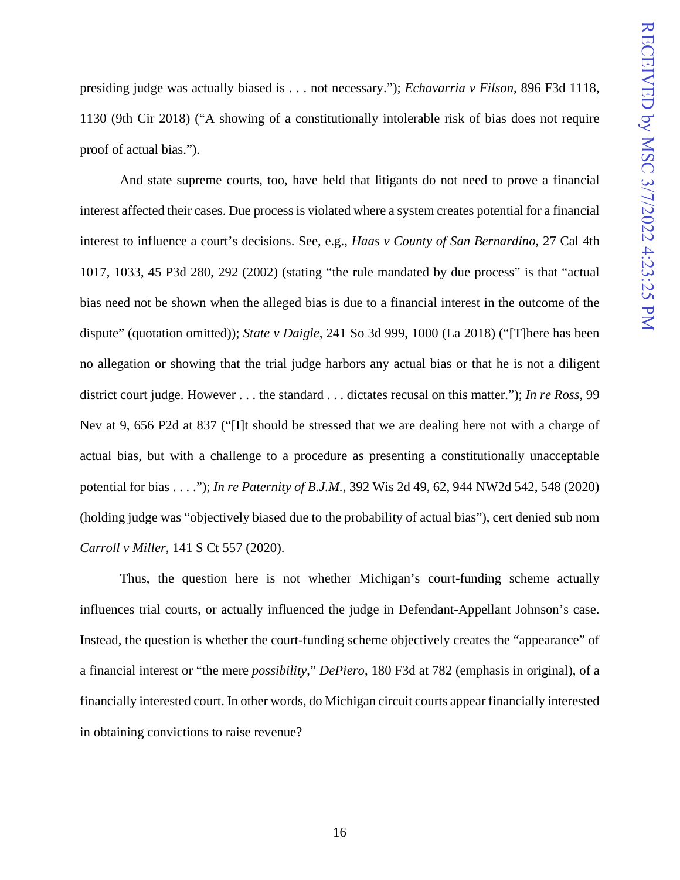presiding judge was actually biased is . . . not necessary."); *Echavarria v Filson*, 896 F3d 1118, 1130 (9th Cir 2018) ("A showing of a constitutionally intolerable risk of bias does not require proof of actual bias.").

And state supreme courts, too, have held that litigants do not need to prove a financial interest affected their cases. Due process is violated where a system creates potential for a financial interest to influence a court's decisions. See, e.g., *Haas v County of San Bernardino*, 27 Cal 4th 1017, 1033, 45 P3d 280, 292 (2002) (stating "the rule mandated by due process" is that "actual bias need not be shown when the alleged bias is due to a financial interest in the outcome of the dispute" (quotation omitted)); *State v Daigle*, 241 So 3d 999, 1000 (La 2018) ("[T]here has been no allegation or showing that the trial judge harbors any actual bias or that he is not a diligent district court judge. However . . . the standard . . . dictates recusal on this matter."); *In re Ross*, 99 Nev at 9, 656 P2d at 837 ("[I]t should be stressed that we are dealing here not with a charge of actual bias, but with a challenge to a procedure as presenting a constitutionally unacceptable potential for bias . . . ."); *In re Paternity of B.J.M.*, 392 Wis 2d 49, 62, 944 NW2d 542, 548 (2020) (holding judge was "objectively biased due to the probability of actual bias"), cert denied sub nom *Carroll v Miller*, 141 S Ct 557 (2020).

Thus, the question here is not whether Michigan's court-funding scheme actually influences trial courts, or actually influenced the judge in Defendant-Appellant Johnson's case. Instead, the question is whether the court-funding scheme objectively creates the "appearance" of a financial interest or "the mere *possibility*," *DePiero*, 180 F3d at 782 (emphasis in original), of a financially interested court. In other words, do Michigan circuit courts appear financially interested in obtaining convictions to raise revenue?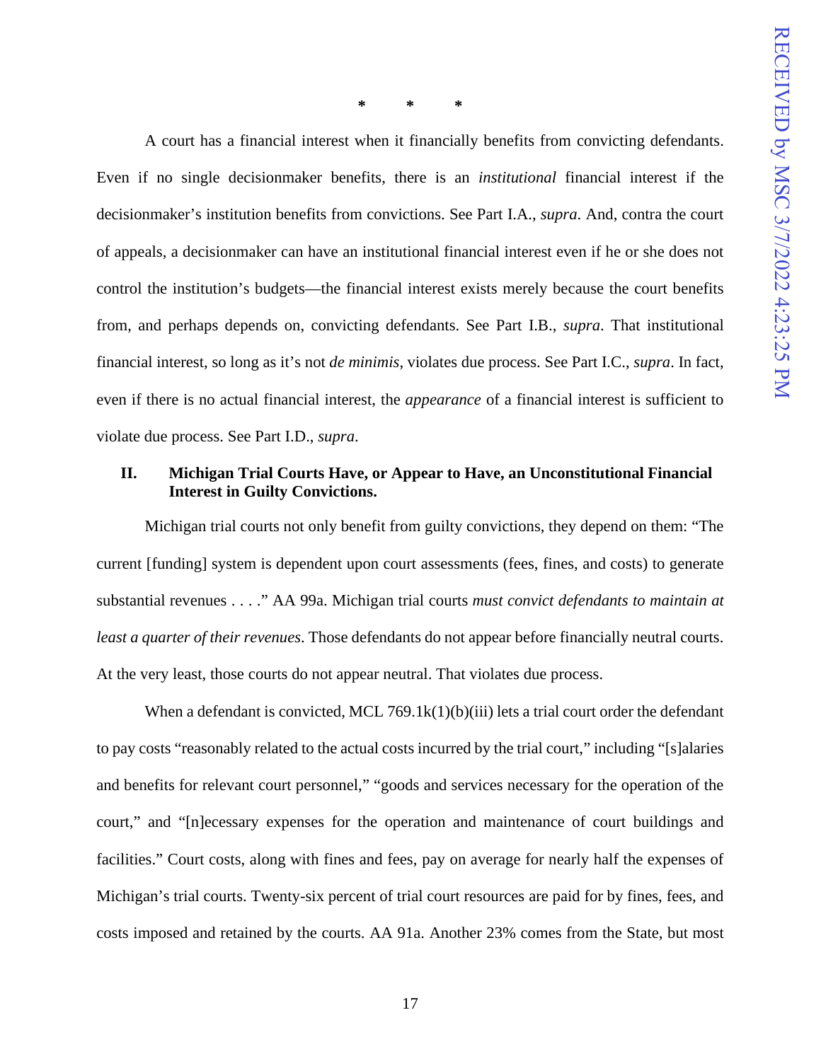\*       \*       \*

A court has a financial interest when it financially benefits from convicting defendants. Even if no single decisionmaker benefits, there is an *institutional* financial interest if the decisionmaker's institution benefits from convictions. See Part I.A., *supra*. And, contra the court of appeals, a decisionmaker can have an institutional financial interest even if he or she does not control the institution's budgets—the financial interest exists merely because the court benefits from, and perhaps depends on, convicting defendants. See Part I.B., *supra*. That institutional financial interest, so long as it's not *de minimis*, violates due process. See Part I.C., *supra*. In fact, even if there is no actual financial interest, the *appearance* of a financial interest is sufficient to violate due process. See Part I.D., *supra*.

## II. Michigan Trial Courts Have, or Appear to Have, an Unconstitutional Financial Interest in Guilty Convictions.

Michigan trial courts not only benefit from guilty convictions, they depend on them: "The current [funding] system is dependent upon court assessments (fees, fines, and costs) to generate substantial revenues . . . ." AA 99a. Michigan trial courts *must convict defendants to maintain at least a quarter of their revenues*. Those defendants do not appear before financially neutral courts. At the very least, those courts do not appear neutral. That violates due process.

When a defendant is convicted, MCL 769.1k(1)(b)(iii) lets a trial court order the defendant to pay costs "reasonably related to the actual costs incurred by the trial court," including "[s]alaries and benefits for relevant court personnel," "goods and services necessary for the operation of the court," and "[n]ecessary expenses for the operation and maintenance of court buildings and facilities." Court costs, along with fines and fees, pay on average for nearly half the expenses of Michigan's trial courts. Twenty-six percent of trial court resources are paid for by fines, fees, and costs imposed and retained by the courts. AA 91a. Another 23% comes from the State, but most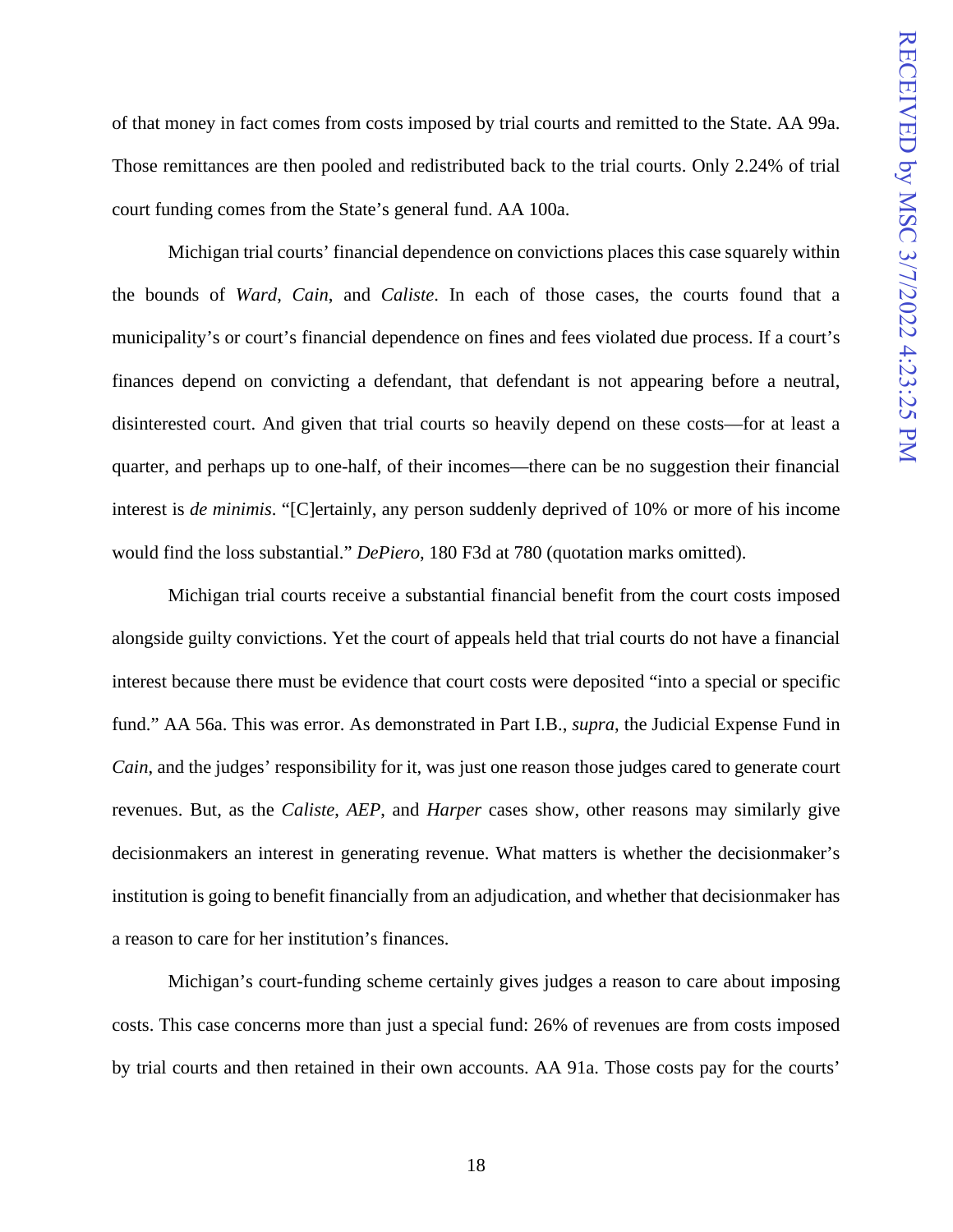of that money in fact comes from costs imposed by trial courts and remitted to the State. AA 99a. Those remittances are then pooled and redistributed back to the trial courts. Only 2.24% of trial court funding comes from the State's general fund. AA 100a.

Michigan trial courts' financial dependence on convictions places this case squarely within the bounds of *Ward*, *Cain*, and *Caliste*. In each of those cases, the courts found that a municipality's or court's financial dependence on fines and fees violated due process. If a court's finances depend on convicting a defendant, that defendant is not appearing before a neutral, disinterested court. And given that trial courts so heavily depend on these costs—for at least a quarter, and perhaps up to one-half, of their incomes—there can be no suggestion their financial interest is *de minimis*. "[C]ertainly, any person suddenly deprived of 10% or more of his income would find the loss substantial." *DePiero*, 180 F3d at 780 (quotation marks omitted).

Michigan trial courts receive a substantial financial benefit from the court costs imposed alongside guilty convictions. Yet the court of appeals held that trial courts do not have a financial interest because there must be evidence that court costs were deposited "into a special or specific fund." AA 56a. This was error. As demonstrated in Part I.B., *supra*, the Judicial Expense Fund in *Cain*, and the judges' responsibility for it, was just one reason those judges cared to generate court revenues. But, as the *Caliste*, *AEP*, and *Harper* cases show, other reasons may similarly give decisionmakers an interest in generating revenue. What matters is whether the decisionmaker's institution is going to benefit financially from an adjudication, and whether that decisionmaker has a reason to care for her institution's finances.

Michigan's court-funding scheme certainly gives judges a reason to care about imposing costs. This case concerns more than just a special fund: 26% of revenues are from costs imposed by trial courts and then retained in their own accounts. AA 91a. Those costs pay for the courts'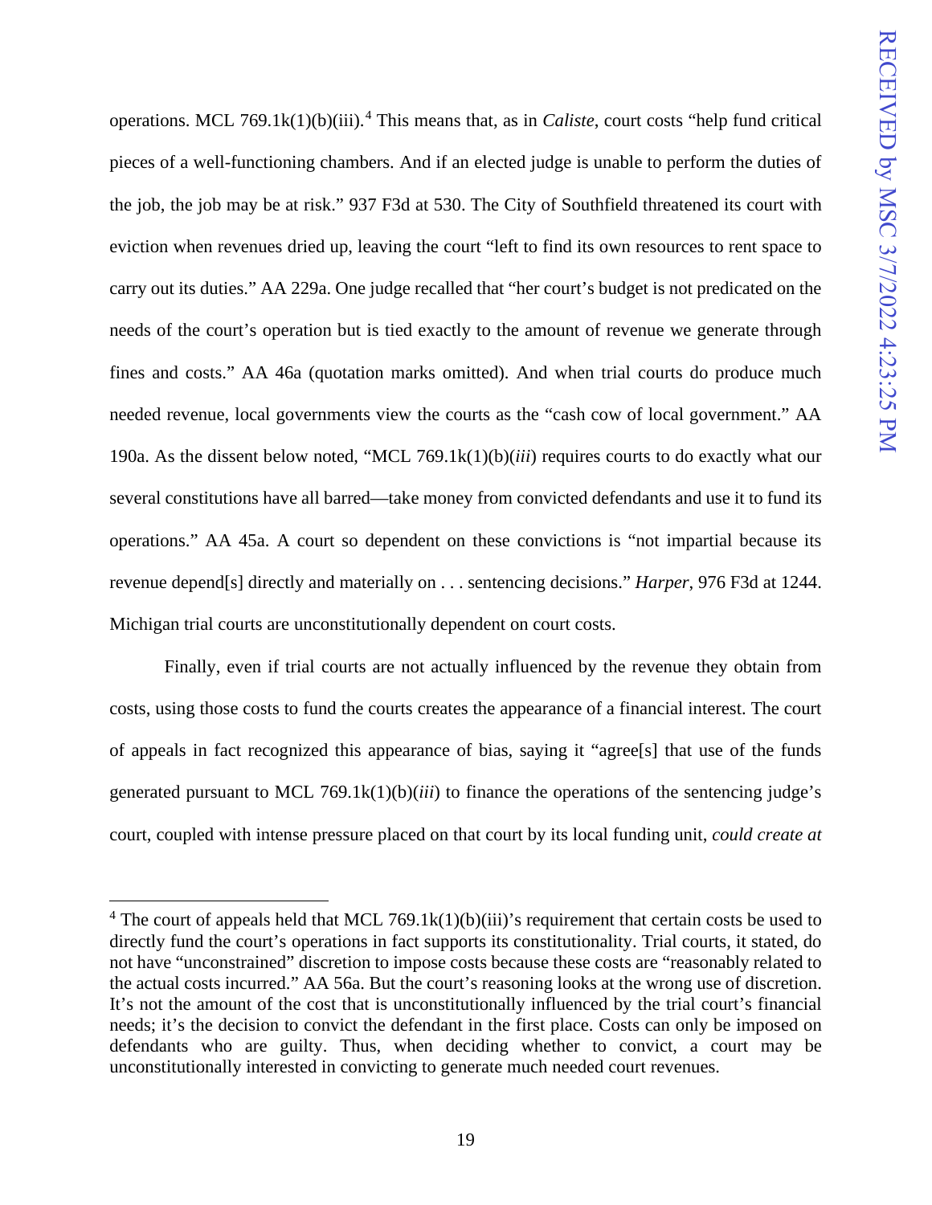operations. MCL 769.1k(1)(b)(iii).[4] This means that, as in *Caliste*, court costs "help fund critical pieces of a well-functioning chambers. And if an elected judge is unable to perform the duties of the job, the job may be at risk." 937 F3d at 530. The City of Southfield threatened its court with eviction when revenues dried up, leaving the court "left to find its own resources to rent space to carry out its duties." AA 229a. One judge recalled that "her court's budget is not predicated on the needs of the court's operation but is tied exactly to the amount of revenue we generate through fines and costs." AA 46a (quotation marks omitted). And when trial courts do produce much needed revenue, local governments view the courts as the "cash cow of local government." AA 190a. As the dissent below noted, "MCL 769.1k(1)(b)(*iii*) requires courts to do exactly what our several constitutions have all barred—take money from convicted defendants and use it to fund its operations." AA 45a. A court so dependent on these convictions is "not impartial because its revenue depend[s] directly and materially on . . . sentencing decisions." *Harper*, 976 F3d at 1244. Michigan trial courts are unconstitutionally dependent on court costs.

Finally, even if trial courts are not actually influenced by the revenue they obtain from costs, using those costs to fund the courts creates the appearance of a financial interest. The court of appeals in fact recognized this appearance of bias, saying it "agree[s] that use of the funds generated pursuant to MCL 769.1k(1)(b)(*iii*) to finance the operations of the sentencing judge's court, coupled with intense pressure placed on that court by its local funding unit, *could create at*

---

[4] The court of appeals held that MCL 769.1k(1)(b)(iii)'s requirement that certain costs be used to directly fund the court's operations in fact supports its constitutionality. Trial courts, it stated, do not have "unconstrained" discretion to impose costs because these costs are "reasonably related to the actual costs incurred." AA 56a. But the court's reasoning looks at the wrong use of discretion. It's not the amount of the cost that is unconstitutionally influenced by the trial court's financial needs; it's the decision to convict the defendant in the first place. Costs can only be imposed on defendants who are guilty. Thus, when deciding whether to convict, a court may be unconstitutionally interested in convicting to generate much needed court revenues.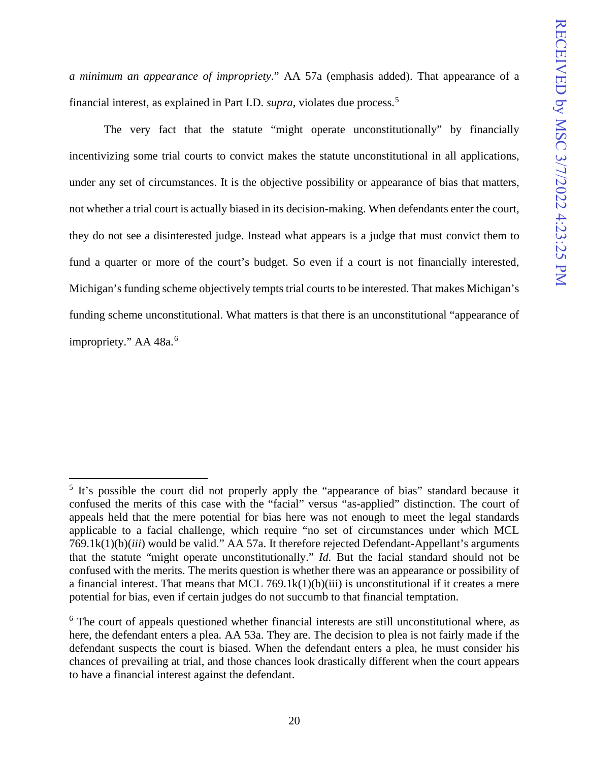*a minimum an appearance of impropriety*." AA 57a (emphasis added). That appearance of a financial interest, as explained in Part I.D. *supra*, violates due process.[5]

The very fact that the statute "might operate unconstitutionally" by financially incentivizing some trial courts to convict makes the statute unconstitutional in all applications, under any set of circumstances. It is the objective possibility or appearance of bias that matters, not whether a trial court is actually biased in its decision-making. When defendants enter the court, they do not see a disinterested judge. Instead what appears is a judge that must convict them to fund a quarter or more of the court's budget. So even if a court is not financially interested, Michigan's funding scheme objectively tempts trial courts to be interested. That makes Michigan's funding scheme unconstitutional. What matters is that there is an unconstitutional "appearance of impropriety." AA 48a.[6]

---

[5] It's possible the court did not properly apply the "appearance of bias" standard because it confused the merits of this case with the "facial" versus "as-applied" distinction. The court of appeals held that the mere potential for bias here was not enough to meet the legal standards applicable to a facial challenge, which require "no set of circumstances under which MCL 769.1k(1)(b)(*iii*) would be valid." AA 57a. It therefore rejected Defendant-Appellant's arguments that the statute "might operate unconstitutionally." *Id.* But the facial standard should not be confused with the merits. The merits question is whether there was an appearance or possibility of a financial interest. That means that MCL 769.1k(1)(b)(iii) is unconstitutional if it creates a mere potential for bias, even if certain judges do not succumb to that financial temptation.

[6] The court of appeals questioned whether financial interests are still unconstitutional where, as here, the defendant enters a plea. AA 53a. They are. The decision to plea is not fairly made if the defendant suspects the court is biased. When the defendant enters a plea, he must consider his chances of prevailing at trial, and those chances look drastically different when the court appears to have a financial interest against the defendant.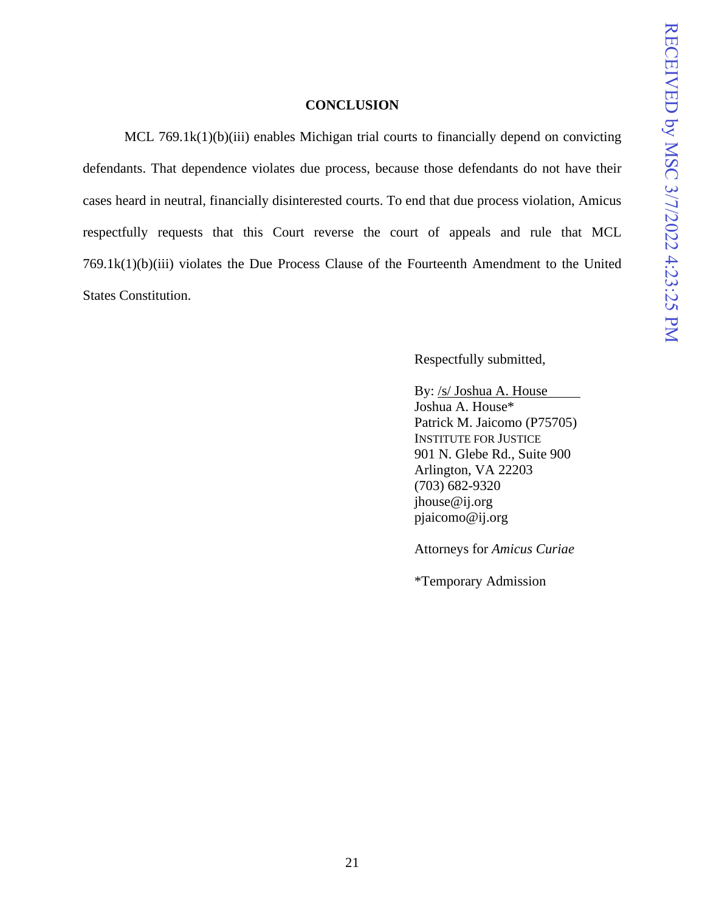## CONCLUSION

MCL 769.1k(1)(b)(iii) enables Michigan trial courts to financially depend on convicting defendants. That dependence violates due process, because those defendants do not have their cases heard in neutral, financially disinterested courts. To end that due process violation, Amicus respectfully requests that this Court reverse the court of appeals and rule that MCL 769.1k(1)(b)(iii) violates the Due Process Clause of the Fourteenth Amendment to the United States Constitution.

Respectfully submitted,

By: /s/ Joshua A. House
Joshua A. House*
Patrick M. Jaicomo (P75705)
INSTITUTE FOR JUSTICE
901 N. Glebe Rd., Suite 900
Arlington, VA 22203
(703) 682-9320
jhouse@ij.org
pjaicomo@ij.org

Attorneys for *Amicus Curiae*

*Temporary Admission

RECEIVED by MSC 3/7/2022 4:23:25 PM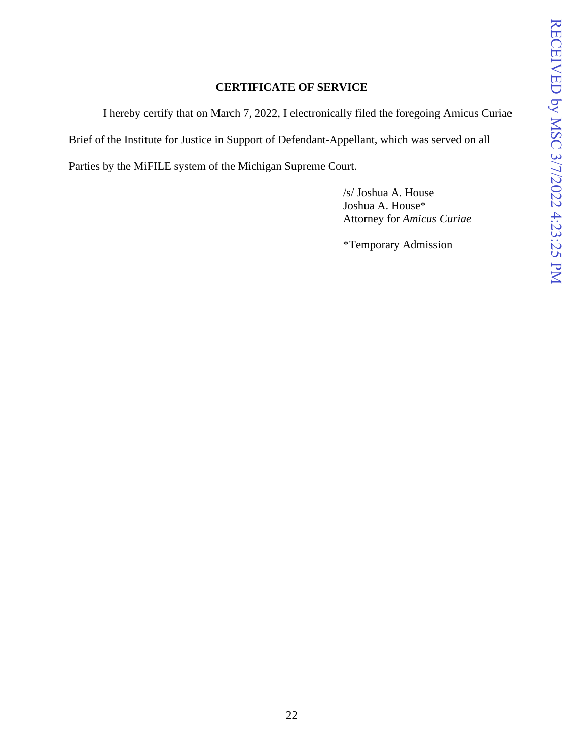**CERTIFICATE OF SERVICE**

I hereby certify that on March 7, 2022, I electronically filed the foregoing Amicus Curiae Brief of the Institute for Justice in Support of Defendant-Appellant, which was served on all Parties by the MiFILE system of the Michigan Supreme Court.

/s/ Joshua A. House
Joshua A. House*
Attorney for *Amicus Curiae*

*Temporary Admission